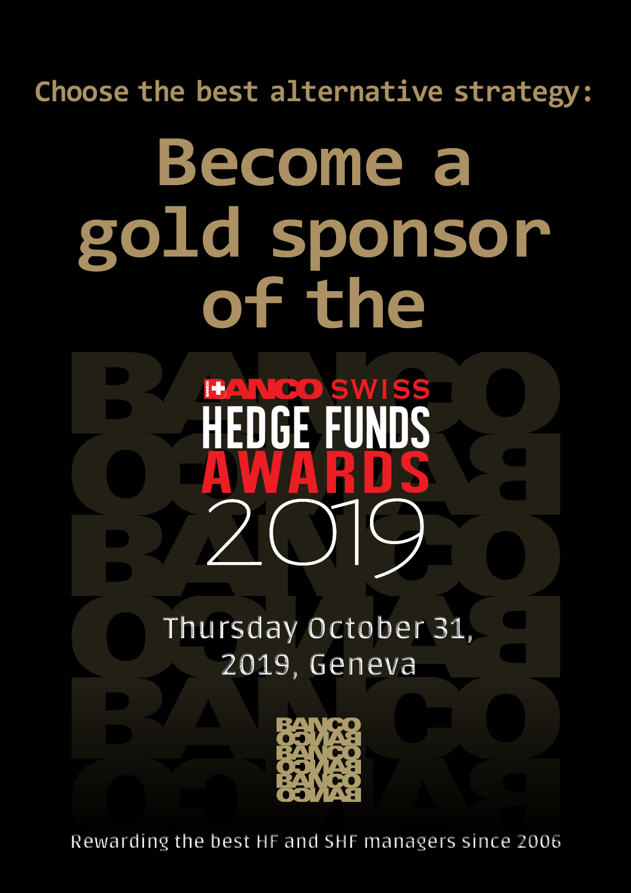Choose the best alternative strategy:

# Become a gold sponsor of the

## BANCO SWISS HEDGE FUNDS AWARDS 2019

Thursday October 31, 2019, Geneva

Rewarding the best HF and SHF managers since 2006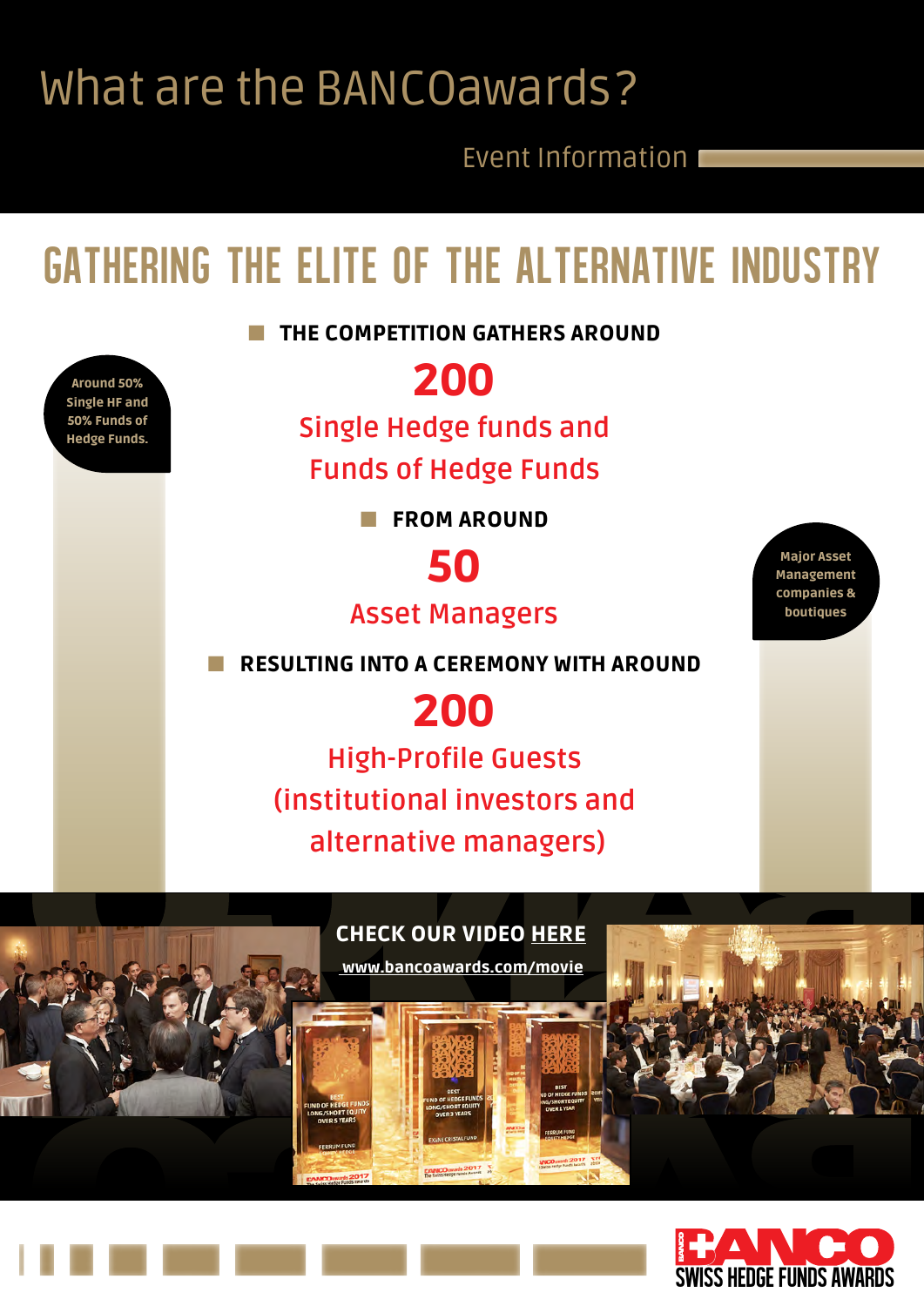# What are the BANCOawards?

Event Information

## GATHERING THE ELITE OF THE ALTERNATIVE INDUSTRY

Around 50% Single HF and 50% Funds of Hedge Funds.

- **THE COMPETITION GATHERS AROUND**

**200**

Single Hedge funds and Funds of Hedge Funds

- **FROM AROUND**

**50**

Asset Managers

Major Asset Management companies & boutiques

- **RESULTING INTO A CEREMONY WITH AROUND**

**200**

High-Profile Guests (institutional investors and alternative managers)

**CHECK OUR VIDEO HERE**

**www.bancoawards.com/movie**

BANCO SWISS HEDGE FUNDS AWARDS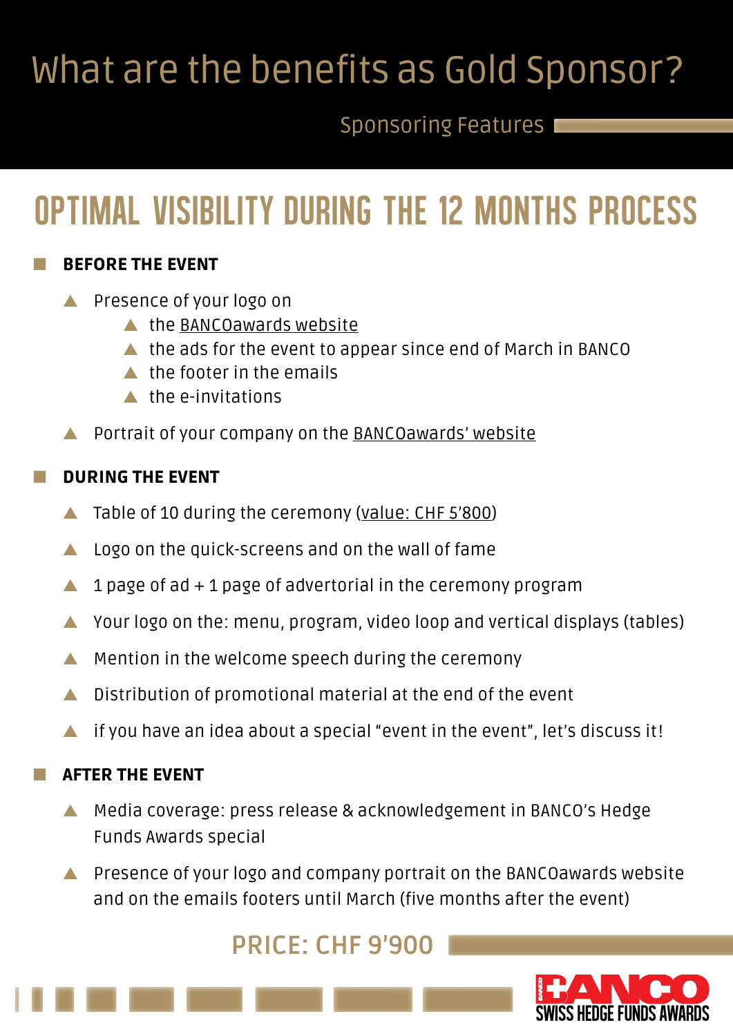# What are the benefits as Gold Sponsor?

Sponsoring Features

## OPTIMAL VISIBILITY DURING THE 12 MONTHS PROCESS

### BEFORE THE EVENT

- Presence of your logo on
  - the BANCOawards website
  - the ads for the event to appear since end of March in BANCO
  - the footer in the emails
  - the e-invitations
- Portrait of your company on the BANCOawards' website

### DURING THE EVENT

- Table of 10 during the ceremony (value: CHF 5'800)
- Logo on the quick-screens and on the wall of fame
- 1 page of ad + 1 page of advertorial in the ceremony program
- Your logo on the: menu, program, video loop and vertical displays (tables)
- Mention in the welcome speech during the ceremony
- Distribution of promotional material at the end of the event
- if you have an idea about a special "event in the event", let's discuss it!

### AFTER THE EVENT

- Media coverage: press release & acknowledgement in BANCO's Hedge Funds Awards special
- Presence of your logo and company portrait on the BANCOawards website and on the emails footers until March (five months after the event)

**PRICE: CHF 9'900**

BANCO SWISS HEDGE FUNDS AWARDS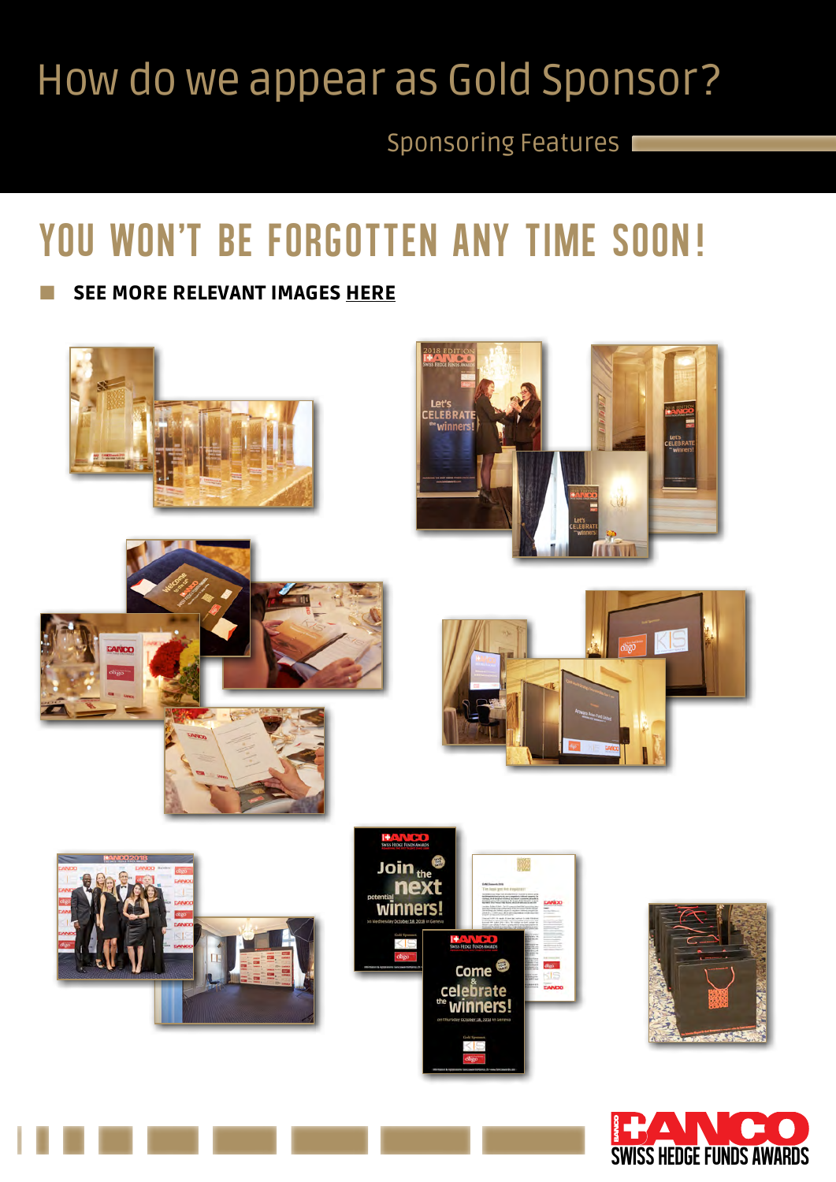# How do we appear as Gold Sponsor?

Sponsoring Features

## YOU WON'T BE FORGOTTEN ANY TIME SOON!

- **SEE MORE RELEVANT IMAGES HERE**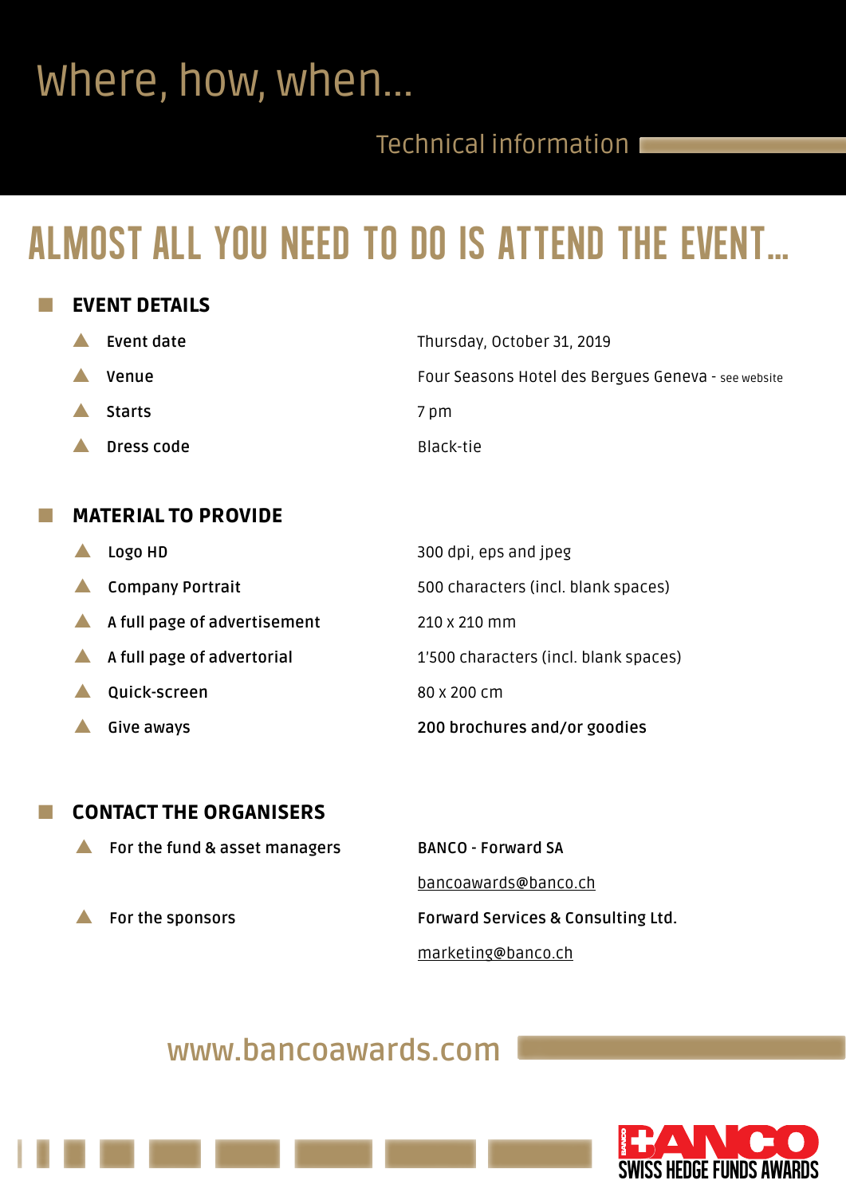# Where, how, when...

Technical information

## ALMOST ALL YOU NEED TO DO IS ATTEND THE EVENT...

### EVENT DETAILS

| | |
|---|---|
| Event date | Thursday, October 31, 2019 |
| Venue | Four Seasons Hotel des Bergues Geneva - see website |
| Starts | 7 pm |
| Dress code | Black-tie |

### MATERIAL TO PROVIDE

| | |
|---|---|
| Logo HD | 300 dpi, eps and jpeg |
| Company Portrait | 500 characters (incl. blank spaces) |
| A full page of advertisement | 210 x 210 mm |
| A full page of advertorial | 1'500 characters (incl. blank spaces) |
| Quick-screen | 80 x 200 cm |
| Give aways | **200 brochures and/or goodies** |

### CONTACT THE ORGANISERS

| | |
|---|---|
| For the fund & asset managers | **BANCO - Forward SA** |
| | bancoawards@banco.ch |
| For the sponsors | **Forward Services & Consulting Ltd.** |
| | marketing@banco.ch |

www.bancoawards.com

BANCO SWISS HEDGE FUNDS AWARDS